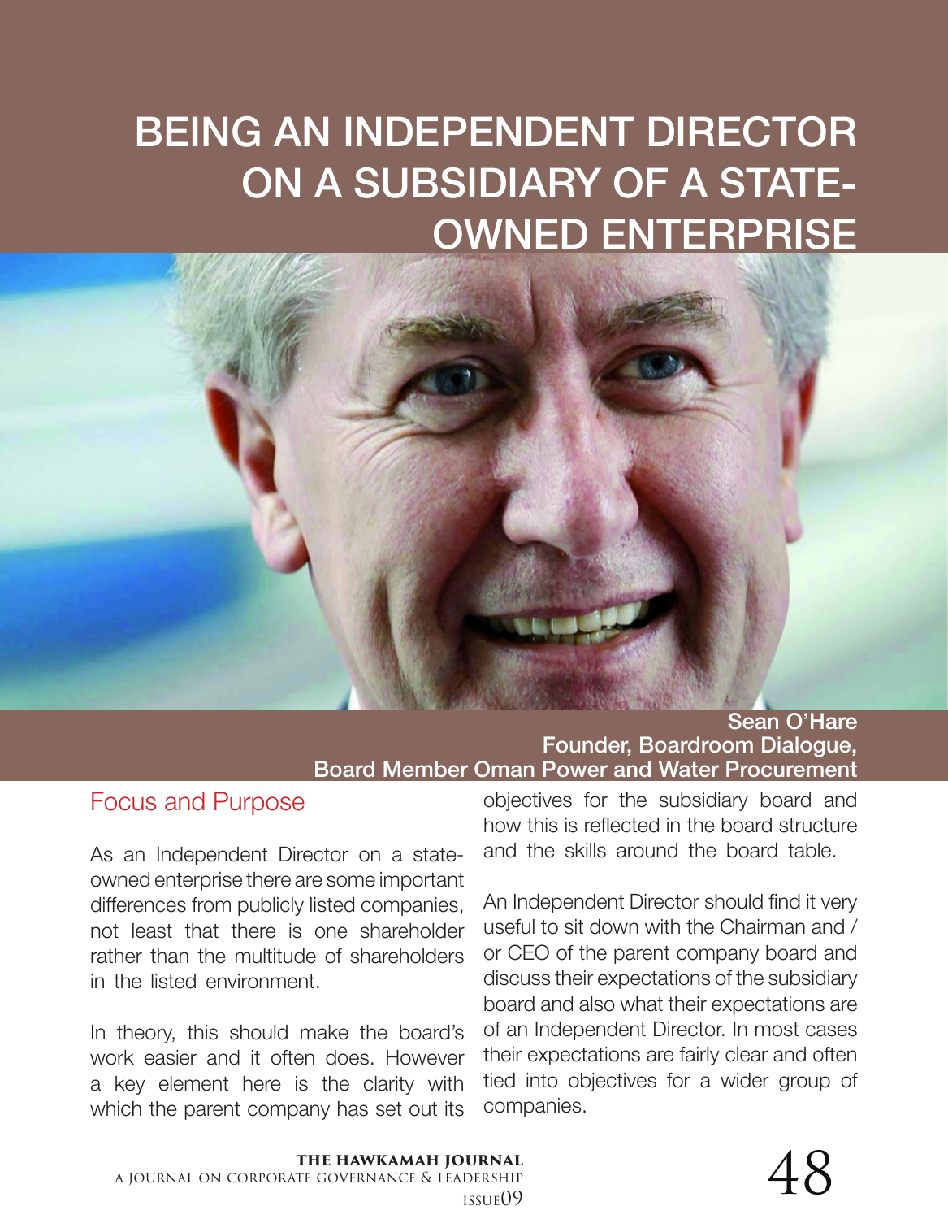# BEING AN INDEPENDENT DIRECTOR ON A SUBSIDIARY OF A STATE-OWNED ENTERPRISE

**Sean O'Hare**
**Founder, Boardroom Dialogue,**
**Board Member Oman Power and Water Procurement**

## Focus and Purpose

As an Independent Director on a state-owned enterprise there are some important differences from publicly listed companies, not least that there is one shareholder rather than the multitude of shareholders in the listed environment.

In theory, this should make the board's work easier and it often does. However a key element here is the clarity with which the parent company has set out its objectives for the subsidiary board and how this is reflected in the board structure and the skills around the board table.

An Independent Director should find it very useful to sit down with the Chairman and / or CEO of the parent company board and discuss their expectations of the subsidiary board and also what their expectations are of an Independent Director. In most cases their expectations are fairly clear and often tied into objectives for a wider group of companies.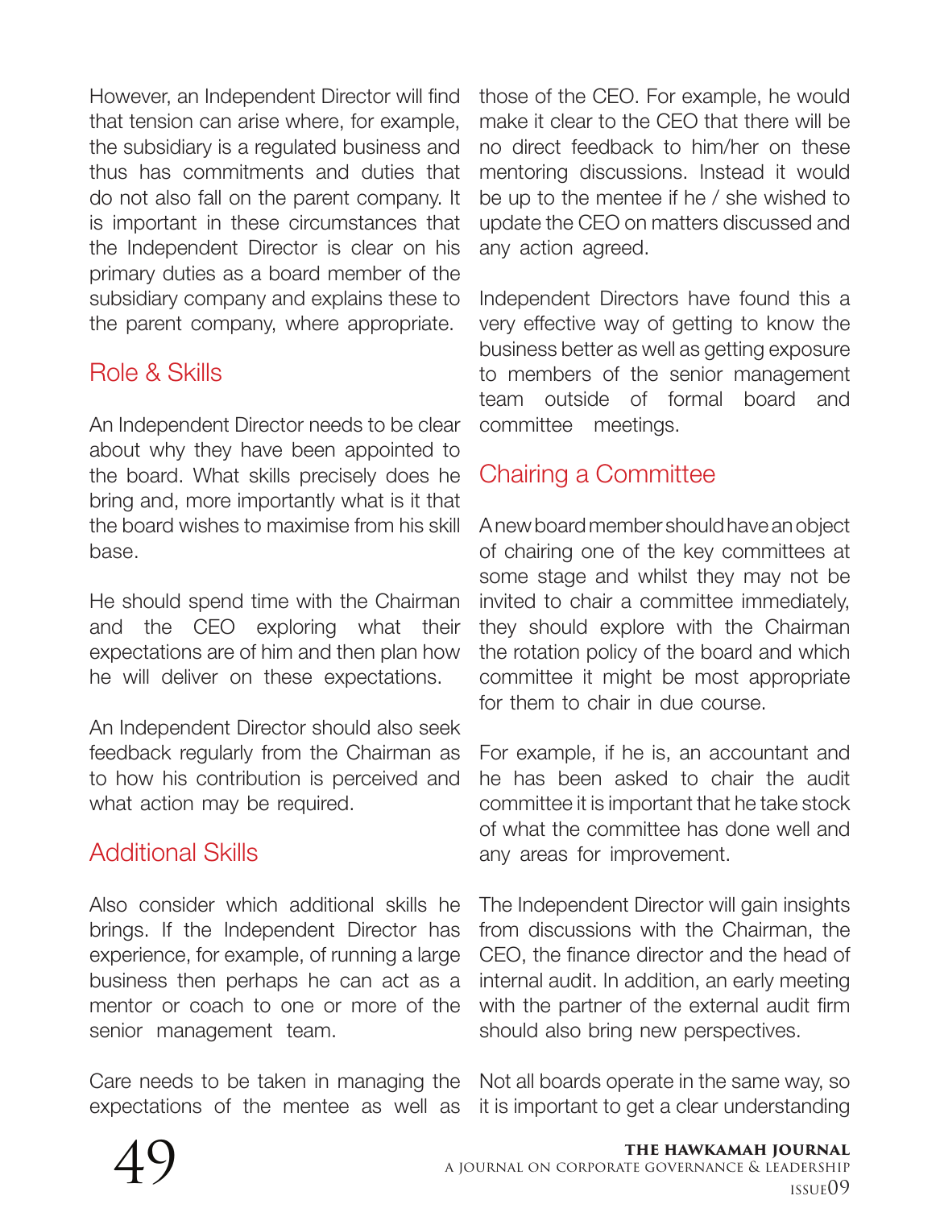However, an Independent Director will find that tension can arise where, for example, the subsidiary is a regulated business and thus has commitments and duties that do not also fall on the parent company. It is important in these circumstances that the Independent Director is clear on his primary duties as a board member of the subsidiary company and explains these to the parent company, where appropriate.

## Role & Skills

An Independent Director needs to be clear about why they have been appointed to the board. What skills precisely does he bring and, more importantly what is it that the board wishes to maximise from his skill base.

He should spend time with the Chairman and the CEO exploring what their expectations are of him and then plan how he will deliver on these expectations.

An Independent Director should also seek feedback regularly from the Chairman as to how his contribution is perceived and what action may be required.

## Additional Skills

Also consider which additional skills he brings. If the Independent Director has experience, for example, of running a large business then perhaps he can act as a mentor or coach to one or more of the senior management team.

Care needs to be taken in managing the expectations of the mentee as well as those of the CEO. For example, he would make it clear to the CEO that there will be no direct feedback to him/her on these mentoring discussions. Instead it would be up to the mentee if he / she wished to update the CEO on matters discussed and any action agreed.

Independent Directors have found this a very effective way of getting to know the business better as well as getting exposure to members of the senior management team outside of formal board and committee meetings.

## Chairing a Committee

A new board member should have an object of chairing one of the key committees at some stage and whilst they may not be invited to chair a committee immediately, they should explore with the Chairman the rotation policy of the board and which committee it might be most appropriate for them to chair in due course.

For example, if he is, an accountant and he has been asked to chair the audit committee it is important that he take stock of what the committee has done well and any areas for improvement.

The Independent Director will gain insights from discussions with the Chairman, the CEO, the finance director and the head of internal audit. In addition, an early meeting with the partner of the external audit firm should also bring new perspectives.

Not all boards operate in the same way, so it is important to get a clear understanding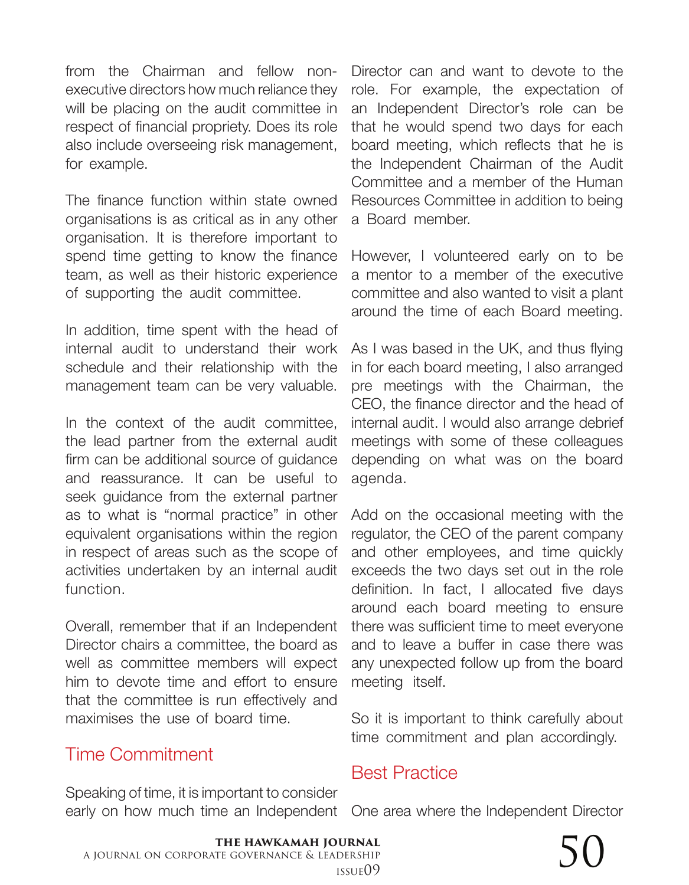from the Chairman and fellow non-executive directors how much reliance they will be placing on the audit committee in respect of financial propriety. Does its role also include overseeing risk management, for example.

The finance function within state owned organisations is as critical as in any other organisation. It is therefore important to spend time getting to know the finance team, as well as their historic experience of supporting the audit committee.

In addition, time spent with the head of internal audit to understand their work schedule and their relationship with the management team can be very valuable.

In the context of the audit committee, the lead partner from the external audit firm can be additional source of guidance and reassurance. It can be useful to seek guidance from the external partner as to what is "normal practice" in other equivalent organisations within the region in respect of areas such as the scope of activities undertaken by an internal audit function.

Overall, remember that if an Independent Director chairs a committee, the board as well as committee members will expect him to devote time and effort to ensure that the committee is run effectively and maximises the use of board time.

## Time Commitment

Speaking of time, it is important to consider early on how much time an Independent Director can and want to devote to the role. For example, the expectation of an Independent Director's role can be that he would spend two days for each board meeting, which reflects that he is the Independent Chairman of the Audit Committee and a member of the Human Resources Committee in addition to being a Board member.

However, I volunteered early on to be a mentor to a member of the executive committee and also wanted to visit a plant around the time of each Board meeting.

As I was based in the UK, and thus flying in for each board meeting, I also arranged pre meetings with the Chairman, the CEO, the finance director and the head of internal audit. I would also arrange debrief meetings with some of these colleagues depending on what was on the board agenda.

Add on the occasional meeting with the regulator, the CEO of the parent company and other employees, and time quickly exceeds the two days set out in the role definition. In fact, I allocated five days around each board meeting to ensure there was sufficient time to meet everyone and to leave a buffer in case there was any unexpected follow up from the board meeting itself.

So it is important to think carefully about time commitment and plan accordingly.

## Best Practice

One area where the Independent Director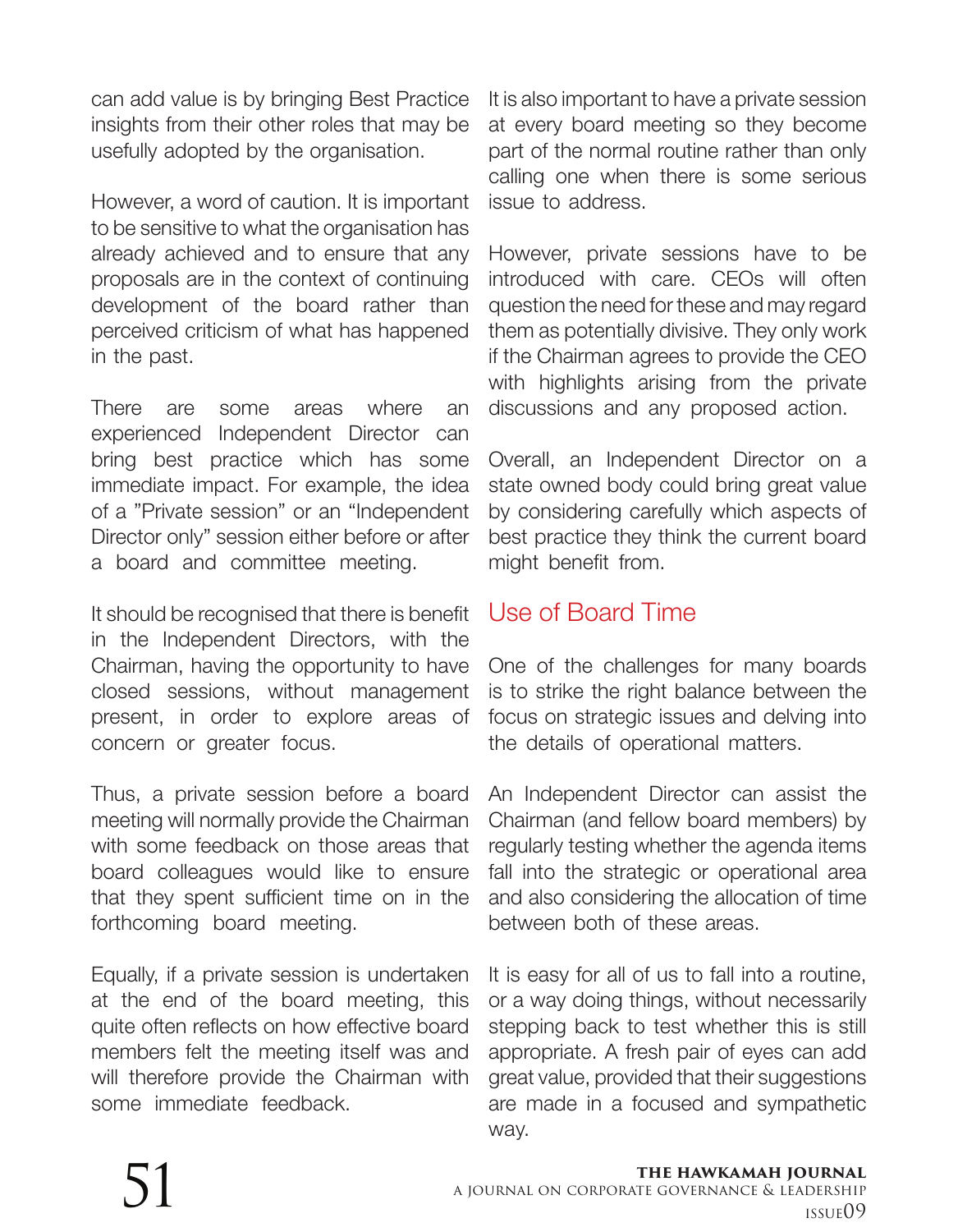can add value is by bringing Best Practice insights from their other roles that may be usefully adopted by the organisation.

However, a word of caution. It is important to be sensitive to what the organisation has already achieved and to ensure that any proposals are in the context of continuing development of the board rather than perceived criticism of what has happened in the past.

There are some areas where an experienced Independent Director can bring best practice which has some immediate impact. For example, the idea of a "Private session" or an "Independent Director only" session either before or after a board and committee meeting.

It should be recognised that there is benefit in the Independent Directors, with the Chairman, having the opportunity to have closed sessions, without management present, in order to explore areas of concern or greater focus.

Thus, a private session before a board meeting will normally provide the Chairman with some feedback on those areas that board colleagues would like to ensure that they spent sufficient time on in the forthcoming board meeting.

Equally, if a private session is undertaken at the end of the board meeting, this quite often reflects on how effective board members felt the meeting itself was and will therefore provide the Chairman with some immediate feedback.

It is also important to have a private session at every board meeting so they become part of the normal routine rather than only calling one when there is some serious issue to address.

However, private sessions have to be introduced with care. CEOs will often question the need for these and may regard them as potentially divisive. They only work if the Chairman agrees to provide the CEO with highlights arising from the private discussions and any proposed action.

Overall, an Independent Director on a state owned body could bring great value by considering carefully which aspects of best practice they think the current board might benefit from.

## Use of Board Time

One of the challenges for many boards is to strike the right balance between the focus on strategic issues and delving into the details of operational matters.

An Independent Director can assist the Chairman (and fellow board members) by regularly testing whether the agenda items fall into the strategic or operational area and also considering the allocation of time between both of these areas.

It is easy for all of us to fall into a routine, or a way doing things, without necessarily stepping back to test whether this is still appropriate. A fresh pair of eyes can add great value, provided that their suggestions are made in a focused and sympathetic way.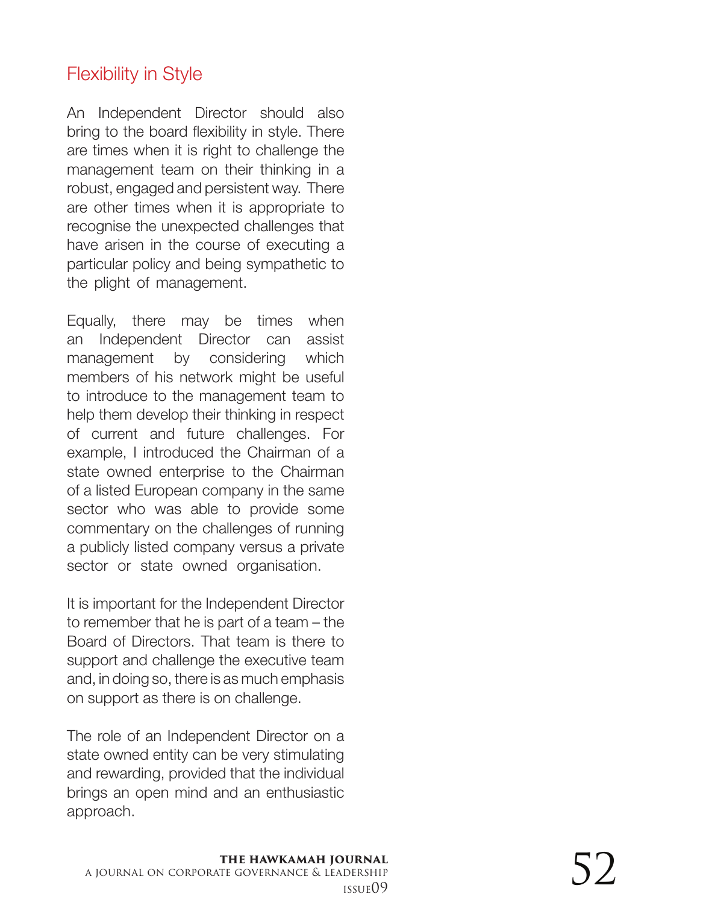## Flexibility in Style

An Independent Director should also bring to the board flexibility in style. There are times when it is right to challenge the management team on their thinking in a robust, engaged and persistent way. There are other times when it is appropriate to recognise the unexpected challenges that have arisen in the course of executing a particular policy and being sympathetic to the plight of management.

Equally, there may be times when an Independent Director can assist management by considering which members of his network might be useful to introduce to the management team to help them develop their thinking in respect of current and future challenges. For example, I introduced the Chairman of a state owned enterprise to the Chairman of a listed European company in the same sector who was able to provide some commentary on the challenges of running a publicly listed company versus a private sector or state owned organisation.

It is important for the Independent Director to remember that he is part of a team – the Board of Directors. That team is there to support and challenge the executive team and, in doing so, there is as much emphasis on support as there is on challenge.

The role of an Independent Director on a state owned entity can be very stimulating and rewarding, provided that the individual brings an open mind and an enthusiastic approach.